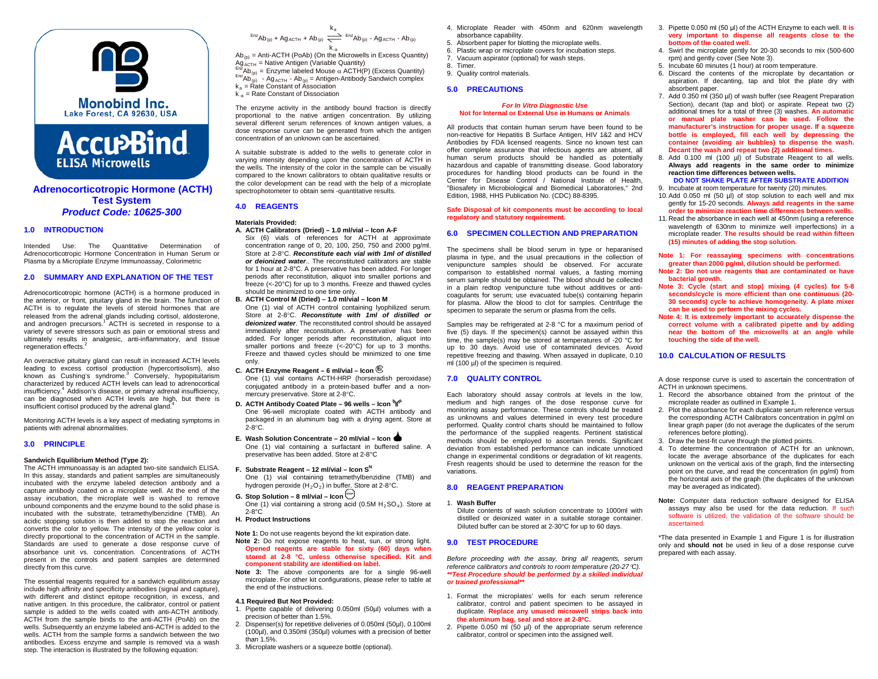Monobind Inc.
Lake Forest, CA 92630, USA

AccuBind
ELISA Microwells

# Adrenocorticotropic Hormone (ACTH) Test System
### *Product Code: 10625-300*

## 1.0 INTRODUCTION

Intended Use: The Quantitative Determination of Adrenocorticotropic Hormone Concentration in Human Serum or Plasma by a Microplate Enzyme Immunoassay, Colorimetric

## 2.0 SUMMARY AND EXPLANATION OF THE TEST

Adrenocorticotropic hormone (ACTH) is a hormone produced in the anterior, or front, pituitary gland in the brain. The function of ACTH is to regulate the levels of steroid hormones that are released from the adrenal glands including cortisol, aldosterone, and androgen precursors.[1] ACTH is secreted in response to a variety of severe stressors such as pain or emotional stress and ultimately results in analgesic, anti-inflammatory, and tissue regeneration effects.[2]

An overactive pituitary gland can result in increased ACTH levels leading to excess cortisol production (hypercortisolism), also known as Cushing's syndrome.[3] Conversely, hypopituitarism characterized by reduced ACTH levels can lead to adrenocortical insufficiency.[4] Addison's disease, or primary adrenal insufficiency, can be diagnosed when ACTH levels are high, but there is insufficient cortisol produced by the adrenal gland.[4]

Monitoring ACTH levels is a key aspect of mediating symptoms in patients with adrenal abnormalities.

## 3.0 PRINCIPLE

**Sandwich Equilibrium Method (Type 2):**

The ACTH immunoassay is an adapted two-site sandwich ELISA. In this assay, standards and patient samples are simultaneously incubated with the enzyme labeled detection antibody and a capture antibody coated on a microplate well. At the end of the assay incubation, the microplate well is washed to remove unbound components and the enzyme bound to the solid phase is incubated with the substrate, tetramethylbenzidine (TMB). An acidic stopping solution is then added to stop the reaction and converts the color to yellow. The intensity of the yellow color is directly proportional to the concentration of ACTH in the sample. Standards are used to generate a dose response curve of absorbance unit vs. concentration. Concentrations of ACTH present in the controls and patient samples are determined directly from this curve.

The essential reagents required for a sandwich equilibrium assay include high affinity and specificity antibodies (signal and capture), with different and distinct epitope recognition, in excess, and native antigen. In this procedure, the calibrator, control or patient sample is added to the wells coated with anti-ACTH antibody. ACTH from the sample binds to the anti-ACTH (PoAb) on the wells. Subsequently an enzyme labeled anti-ACTH is added to the wells. ACTH from the sample forms a sandwich between the two antibodies. Excess enzyme and sample is removed via a wash step. The interaction is illustrated by the following equation:

$$^{Enz}Ab_{(p)} + Ag_{ACTH} + Ab_{(p)} \underset{k_{-a}}{\overset{k_a}{\rightleftharpoons}} {}^{Enz}Ab_{(p)} - Ag_{ACTH} - Ab_{(p)}$$

$Ab_{(p)}$ = Anti-ACTH (PoAb) (On the Microwells in Excess Quantity)
$Ag_{ACTH}$ = Native Antigen (Variable Quantity)
$^{Enz}Ab_{(p)}$ = Enzyme labeled Mouse α ACTH(P) (Excess Quantity)
$^{Enz}Ab_{(p)} - Ag_{ACTH} - Ab_{(p)}$ = Antigen-Antibody Sandwich complex
$k_a$ = Rate Constant of Association
$k_{-a}$ = Rate Constant of Dissociation

The enzyme activity in the antibody bound fraction is directly proportional to the native antigen concentration. By utilizing several different serum references of known antigen values, a dose response curve can be generated from which the antigen concentration of an unknown can be ascertained.

A suitable substrate is added to the wells to generate color in varying intensity depending upon the concentration of ACTH in the wells. The intensity of the color in the sample can be visually compared to the known calibrators to obtain qualitative results or the color development can be read with the help of a microplate spectrophotometer to obtain semi -quantitative results.

## 4.0 REAGENTS

**Materials Provided:**

**A. ACTH Calibrators (Dried) – 1.0 ml/vial – Icon A-F**
Six (6) vials of references for ACTH at approximate concentration range of 0, 20, 100, 250, 750 and 2000 pg/ml. Store at 2-8°C. ***Reconstitute each vial with 1ml of distilled or deionized water***. The reconstituted calibrators are stable for 1 hour at 2-8°C. A preservative has been added. For longer periods after reconstitution, aliquot into smaller portions and freeze (<-20°C) for up to 3 months. Freeze and thawed cycles should be minimized to one time only.

**B. ACTH Control M (Dried) – 1.0 ml/vial – Icon M**
One (1) vial of ACTH control containing lyophilized serum. Store at 2-8°C. ***Reconstitute with 1ml of distilled or deionized water***. The reconstituted control should be assayed immediately after reconstitution. A preservative has been added. For longer periods after reconstitution, aliquot into smaller portions and freeze (<-20°C) for up to 3 months. Freeze and thawed cycles should be minimized to one time only.

**C. ACTH Enzyme Reagent – 6 ml/vial – Icon E**
One (1) vial contains ACTH-HRP (horseradish peroxidase) conjugated antibody in a protein-based buffer and a non-mercury preservative. Store at 2-8°C.

**D. ACTH Antibody Coated Plate – 96 wells – Icon**
One 96-well microplate coated with ACTH antibody and packaged in an aluminum bag with a drying agent. Store at 2-8°C.

**E. Wash Solution Concentrate – 20 ml/vial – Icon**
One (1) vial containing a surfactant in buffered saline. A preservative has been added. Store at 2-8°C

**F. Substrate Reagent – 12 ml/vial – Icon $S^N$**
One (1) vial containing tetramethylbenzidine (TMB) and hydrogen peroxide ($H_2O_2$) in buffer. Store at 2-8°C.

**G. Stop Solution – 8 ml/vial – Icon STOP**
One (1) vial containing a strong acid (0.5M $H_2SO_4$). Store at 2-8°C

**H. Product Instructions**

**Note 1:** Do not use reagents beyond the kit expiration date.
**Note 2:** Do not expose reagents to heat, sun, or strong light. **Opened reagents are stable for sixty (60) days when stored at 2-8 °C, unless otherwise specified. Kit and component stability are identified on label.**
**Note 3:** The above components are for a single 96-well microplate. For other kit configurations, please refer to table at the end of the instructions.

### 4.1 Required But Not Provided:

1. Pipette capable of delivering 0.050ml (50µl) volumes with a precision of better than 1.5%.
2. Dispenser(s) for repetitive deliveries of 0.050ml (50µl), 0.100ml (100µl), and 0.350ml (350µl) volumes with a precision of better than 1.5%.
3. Microplate washers or a squeeze bottle (optional).
4. Microplate Reader with 450nm and 620nm wavelength absorbance capability.
5. Absorbent paper for blotting the microplate wells.
6. Plastic wrap or microplate covers for incubation steps.
7. Vacuum aspirator (optional) for wash steps.
8. Timer.
9. Quality control materials.

## 5.0 PRECAUTIONS

***For In Vitro Diagnostic Use***
**Not for Internal or External Use in Humans or Animals**

All products that contain human serum have been found to be non-reactive for Hepatitis B Surface Antigen, HIV 1&2 and HCV Antibodies by FDA licensed reagents. Since no known test can offer complete assurance that infectious agents are absent, all human serum products should be handled as potentially hazardous and capable of transmitting disease. Good laboratory procedures for handling blood products can be found in the Center for Disease Control / National Institute of Health, "Biosafety in Microbiological and Biomedical Laboratories," 2nd Edition, 1988, HHS Publication No. (CDC) 88-8395.

**Safe Disposal of kit components must be according to local regulatory and statutory requirement.**

## 6.0 SPECIMEN COLLECTION AND PREPARATION

The specimens shall be blood serum in type or heparanised plasma in type, and the usual precautions in the collection of venipuncture samples should be observed. For accurate comparison to established normal values, a fasting morning serum sample should be obtained. The blood should be collected in a plain redtop venipuncture tube without additives or anti-coagulants for serum; use evacuated tube(s) containing heparin for plasma. Allow the blood to clot for samples. Centrifuge the specimen to separate the serum or plasma from the cells.

Samples may be refrigerated at 2-8 °C for a maximum period of five (5) days. If the specimen(s) cannot be assayed within this time, the sample(s) may be stored at temperatures of -20 °C for up to 30 days. Avoid use of contaminated devices. Avoid repetitive freezing and thawing. When assayed in duplicate, 0.10 ml (100 µl) of the specimen is required.

## 7.0 QUALITY CONTROL

Each laboratory should assay controls at levels in the low, medium and high ranges of the dose response curve for monitoring assay performance. These controls should be treated as unknowns and values determined in every test procedure performed. Quality control charts should be maintained to follow the performance of the supplied reagents. Pertinent statistical methods should be employed to ascertain trends. Significant deviation from established performance can indicate unnoticed change in experimental conditions or degradation of kit reagents. Fresh reagents should be used to determine the reason for the variations.

## 8.0 REAGENT PREPARATION

1. **Wash Buffer**
Dilute contents of wash solution concentrate to 1000ml with distilled or deionized water in a suitable storage container. Diluted buffer can be stored at 2-30°C for up to 60 days.

## 9.0 TEST PROCEDURE

*Before proceeding with the assay, bring all reagents, serum reference calibrators and controls to room temperature (20-27°C).*
***\*\*Test Procedure should be performed by a skilled individual or trained professional\*\****

1. Format the microplates' wells for each serum reference calibrator, control and patient specimen to be assayed in duplicate. **Replace any unused microwell strips back into the aluminum bag, seal and store at 2-8°C.**
2. Pipette 0.050 ml (50 µl) of the appropriate serum reference calibrator, control or specimen into the assigned well.
3. Pipette 0.050 ml (50 µl) of the ACTH Enzyme to each well. **It is very important to dispense all reagents close to the bottom of the coated well.**
4. Swirl the microplate gently for 20-30 seconds to mix (500-600 rpm) and gently cover (See Note 3).
5. Incubate 60 minutes (1 hour) at room temperature.
6. Discard the contents of the microplate by decantation or aspiration. If decanting, tap and blot the plate dry with absorbent paper.
7. Add 0.350 ml (350 µl) of wash buffer (see Reagent Preparation Section), decant (tap and blot) or aspirate. Repeat two (2) additional times for a total of three (3) washes. **An automatic or manual plate washer can be used. Follow the manufacturer's instruction for proper usage. If a squeeze bottle is employed, fill each well by depressing the container (avoiding air bubbles) to dispense the wash. Decant the wash and repeat two (2) additional times.**
8. Add 0.100 ml (100 µl) of Substrate Reagent to all wells. **Always add reagents in the same order to minimize reaction time differences between wells.**
**DO NOT SHAKE PLATE AFTER SUBSTRATE ADDITION**
9. Incubate at room temperature for twenty (20) minutes.
10. Add 0.050 ml (50 µl) of stop solution to each well and mix gently for 15-20 seconds. **Always add reagents in the same order to minimize reaction time differences between wells.**
11. Read the absorbance in each well at 450nm (using a reference wavelength of 630nm to minimize well imperfections) in a microplate reader. **The results should be read within fifteen (15) minutes of adding the stop solution.**

**Note 1: For reassaying specimens with concentrations greater than 2000 pg/ml, dilution should be performed.**
**Note 2: Do not use reagents that are contaminated or have bacterial growth.**
**Note 3: Cycle (start and stop) mixing (4 cycles) for 5-8 seconds/cycle is more efficient than one continuous (20-30 seconds) cycle to achieve homogeneity. A plate mixer can be used to perform the mixing cycles.**
**Note 4: It is extremely important to accurately dispense the correct volume with a calibrated pipette and by adding near the bottom of the microwells at an angle while touching the side of the well.**

## 10.0 CALCULATION OF RESULTS

A dose response curve is used to ascertain the concentration of ACTH in unknown specimens.

1. Record the absorbance obtained from the printout of the microplate reader as outlined in Example 1.
2. Plot the absorbance for each duplicate serum reference versus the corresponding ACTH Calibrators concentration in pg/ml on linear graph paper (do not average the duplicates of the serum references before plotting).
3. Draw the best-fit curve through the plotted points.
4. To determine the concentration of ACTH for an unknown, locate the average absorbance of the duplicates for each unknown on the vertical axis of the graph, find the intersecting point on the curve, and read the concentration (in pg/ml) from the horizontal axis of the graph (the duplicates of the unknown may be averaged as indicated).

**Note:** Computer data reduction software designed for ELISA assays may also be used for the data reduction. If such software is utilized, the validation of the software should be ascertained.

\*The data presented in Example 1 and Figure 1 is for illustration only and **should not** be used in lieu of a dose response curve prepared with each assay.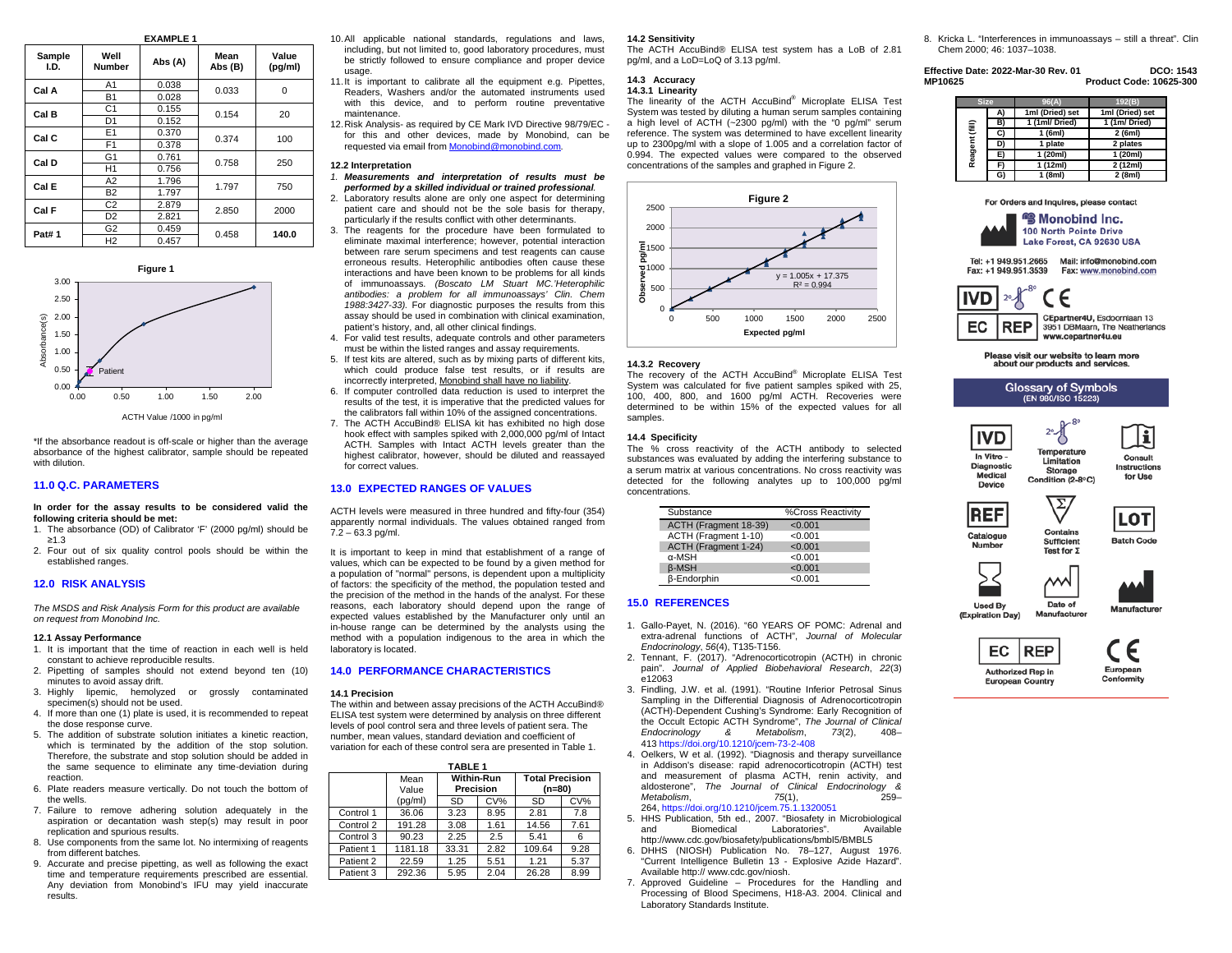**EXAMPLE 1**

| Sample I.D. | Well Number | Abs (A) | Mean Abs (B) | Value (pg/ml) |
|---|---|---|---|---|
| Cal A | A1 | 0.038 | 0.033 | 0 |
| | B1 | 0.028 | | |
| Cal B | C1 | 0.155 | 0.154 | 20 |
| | D1 | 0.152 | | |
| Cal C | E1 | 0.370 | 0.374 | 100 |
| | F1 | 0.378 | | |
| Cal D | G1 | 0.761 | 0.758 | 250 |
| | H1 | 0.756 | | |
| Cal E | A2 | 1.796 | 1.797 | 750 |
| | B2 | 1.797 | | |
| Cal F | C2 | 2.879 | 2.850 | 2000 |
| | D2 | 2.821 | | |
| Pat# 1 | G2 | 0.459 | 0.458 | **140.0** |
| | H2 | 0.457 | | |

**Figure 1**

3.00
2.50
2.00
1.50
1.00
0.50
0.00
Absorbance(s)
Patient
0.00 0.50 1.00 1.50 2.00
ACTH Value /1000 in pg/ml

*If the absorbance readout is off-scale or higher than the average absorbance of the highest calibrator, sample should be repeated with dilution.

## 11.0 Q.C. PARAMETERS

**In order for the assay results to be considered valid the following criteria should be met:**

1. The absorbance (OD) of Calibrator 'F' (2000 pg/ml) should be ≥1.3
2. Four out of six quality control pools should be within the established ranges.

## 12.0 RISK ANALYSIS

*The MSDS and Risk Analysis Form for this product are available on request from Monobind Inc.*

### 12.1 Assay Performance

1. It is important that the time of reaction in each well is held constant to achieve reproducible results.
2. Pipetting of samples should not extend beyond ten (10) minutes to avoid assay drift.
3. Highly lipemic, hemolyzed or grossly contaminated specimen(s) should not be used.
4. If more than one (1) plate is used, it is recommended to repeat the dose response curve.
5. The addition of substrate solution initiates a kinetic reaction, which is terminated by the addition of the stop solution. Therefore, the substrate and stop solution should be added in the same sequence to eliminate any time-deviation during reaction.
6. Plate readers measure vertically. Do not touch the bottom of the wells.
7. Failure to remove adhering solution adequately in the aspiration or decantation wash step(s) may result in poor replication and spurious results.
8. Use components from the same lot. No intermixing of reagents from different batches.
9. Accurate and precise pipetting, as well as following the exact time and temperature requirements prescribed are essential. Any deviation from Monobind's IFU may yield inaccurate results.
10. All applicable national standards, regulations and laws, including, but not limited to, good laboratory procedures, must be strictly followed to ensure compliance and proper device usage.
11. It is important to calibrate all the equipment e.g. Pipettes, Readers, Washers and/or the automated instruments used with this device, and to perform routine preventative maintenance.
12. Risk Analysis- as required by CE Mark IVD Directive 98/79/EC - for this and other devices, made by Monobind, can be requested via email from Monobind@monobind.com.

### 12.2 Interpretation

1. ***Measurements and interpretation of results must be performed by a skilled individual or trained professional.***
2. Laboratory results alone are only one aspect for determining patient care and should not be the sole basis for therapy, particularly if the results conflict with other determinants.
3. The reagents for the procedure have been formulated to eliminate maximal interference; however, potential interaction between rare serum specimens and test reagents can cause erroneous results. Heterophilic antibodies often cause these interactions and have been known to be problems for all kinds of immunoassays. *(Boscato LM Stuart MC.'Heterophilic antibodies: a problem for all immunoassays' Clin. Chem 1988:3427-33).* For diagnostic purposes the results from this assay should be used in combination with clinical examination, patient's history, and, all other clinical findings.
4. For valid test results, adequate controls and other parameters must be within the listed ranges and assay requirements.
5. If test kits are altered, such as by mixing parts of different kits, which could produce false test results, or if results are incorrectly interpreted, Monobind shall have no liability.
6. If computer controlled data reduction is used to interpret the results of the test, it is imperative that the predicted values for the calibrators fall within 10% of the assigned concentrations.
7. The ACTH AccuBind® ELISA kit has exhibited no high dose hook effect with samples spiked with 2,000,000 pg/ml of Intact ACTH. Samples with Intact ACTH levels greater than the highest calibrator, however, should be diluted and reassayed for correct values.

## 13.0 EXPECTED RANGES OF VALUES

ACTH levels were measured in three hundred and fifty-four (354) apparently normal individuals. The values obtained ranged from 7.2 – 63.3 pg/ml.

It is important to keep in mind that establishment of a range of values, which can be expected to be found by a given method for a population of "normal" persons, is dependent upon a multiplicity of factors: the specificity of the method, the population tested and the precision of the method in the hands of the analyst. For these reasons, each laboratory should depend upon the range of expected values established by the Manufacturer only until an in-house range can be determined by the analysts using the method with a population indigenous to the area in which the laboratory is located.

## 14.0 PERFORMANCE CHARACTERISTICS

### 14.1 Precision

The within and between assay precisions of the ACTH AccuBind® ELISA test system were determined by analysis on three different levels of pool control sera and three levels of patient sera. The number, mean values, standard deviation and coefficient of variation for each of these control sera are presented in Table 1.

**TABLE 1**

| | Mean Value (pg/ml) | Within-Run Precision | | Total Precision (n=80) | |
|---|---|---|---|---|---|
| | | SD | CV% | SD | CV% |
| Control 1 | 36.06 | 3.23 | 8.95 | 2.81 | 7.8 |
| Control 2 | 191.28 | 3.08 | 1.61 | 14.56 | 7.61 |
| Control 3 | 90.23 | 2.25 | 2.5 | 5.41 | 6 |
| Patient 1 | 1181.18 | 33.31 | 2.82 | 109.64 | 9.28 |
| Patient 2 | 22.59 | 1.25 | 5.51 | 1.21 | 5.37 |
| Patient 3 | 292.36 | 5.95 | 2.04 | 26.28 | 8.99 |

### 14.2 Sensitivity

The ACTH AccuBind® ELISA test system has a LoB of 2.81 pg/ml, and a LoD=LoQ of 3.13 pg/ml.

### 14.3 Accuracy

#### 14.3.1 Linearity

The linearity of the ACTH AccuBind® Microplate ELISA Test System was tested by diluting a human serum samples containing a high level of ACTH (~2300 pg/ml) with the "0 pg/ml" serum reference. The system was determined to have excellent linearity up to 2300pg/ml with a slope of 1.005 and a correlation factor of 0.994. The expected values were compared to the observed concentrations of the samples and graphed in Figure 2.

**Figure 2**

2500
2000
1500
1000
500
0
Observed pg/ml
$y = 1.005x + 17.375$
$R^2 = 0.994$
0 500 1000 1500 2000 2500
Expected pg/ml

#### 14.3.2 Recovery

The recovery of the ACTH AccuBind® Microplate ELISA Test System was calculated for five patient samples spiked with 25, 100, 400, 800, and 1600 pg/ml ACTH. Recoveries were determined to be within 15% of the expected values for all samples.

### 14.4 Specificity

The % cross reactivity of the ACTH antibody to selected substances was evaluated by adding the interfering substance to a serum matrix at various concentrations. No cross reactivity was detected for the following analytes up to 100,000 pg/ml concentrations.

| Substance | %Cross Reactivity |
|---|---|
| ACTH (Fragment 18-39) | <0.001 |
| ACTH (Fragment 1-10) | <0.001 |
| ACTH (Fragment 1-24) | <0.001 |
| α-MSH | <0.001 |
| β-MSH | <0.001 |
| β-Endorphin | <0.001 |

## 15.0 REFERENCES

1. Gallo-Payet, N. (2016). "60 YEARS OF POMC: Adrenal and extra-adrenal functions of ACTH", *Journal of Molecular Endocrinology*, *56*(4), T135-T156.
2. Tennant, F. (2017). "Adrenocorticotropin (ACTH) in chronic pain". *Journal of Applied Biobehavioral Research*, *22*(3) e12063
3. Findling, J.W. et al. (1991). "Routine Inferior Petrosal Sinus Sampling in the Differential Diagnosis of Adrenocorticotropin (ACTH)-Dependent Cushing's Syndrome: Early Recognition of the Occult Ectopic ACTH Syndrome", *The Journal of Clinical Endocrinology & Metabolism*, *73*(2), 408–413 https://doi.org/10.1210/jcem-73-2-408
4. Oelkers, W et al. (1992). "Diagnosis and therapy surveillance in Addison's disease: rapid adrenocorticotropin (ACTH) test and measurement of plasma ACTH, renin activity, and aldosterone", *The Journal of Clinical Endocrinology & Metabolism*, *75*(1), 259–264, https://doi.org/10.1210/jcem.75.1.1320051
5. HHS Publication, 5th ed., 2007. "Biosafety in Microbiological and Biomedical Laboratories". Available http://www.cdc.gov/biosafety/publications/bmbl5/BMBL5
6. DHHS (NIOSH) Publication No. 78–127, August 1976. "Current Intelligence Bulletin 13 - Explosive Azide Hazard". Available http:// www.cdc.gov/niosh.
7. Approved Guideline – Procedures for the Handling and Processing of Blood Specimens, H18-A3. 2004. Clinical and Laboratory Standards Institute.
8. Kricka L. "Interferences in immunoassays – still a threat". Clin Chem 2000; 46: 1037–1038.

**Effective Date: 2022-Mar-30 Rev. 01** **DCO: 1543**
**MP10625** **Product Code: 10625-300**

| Size | | 96(A) | 192(B) |
|---|---|---|---|
| Reagent (fill) | A) | 1ml (Dried) set | 1ml (Dried) set |
| | B) | 1 (1ml/ Dried) | 1 (1m/ Dried) |
| | C) | 1 (6ml) | 2 (6ml) |
| | D) | 1 plate | 2 plates |
| | E) | 1 (20ml) | 1 (20ml) |
| | F) | 1 (12ml) | 2 (12ml) |
| | G) | 1 (8ml) | 2 (8ml) |

For Orders and Inquires, please contact

**Monobind Inc.**
100 North Pointe Drive
Lake Forest, CA 92630 USA

Tel: +1 949.951.2665 Mail: info@monobind.com
Fax: +1 949.951.3539 Fax: www.monobind.com

IVD 2° 8° CE

EC REP CEpartner4U, Esdoornlaan 13 3951 DBMaarn, The Neatherlands www.cepartner4u.eu

Please visit our website to learn more about our products and services.

**Glossary of Symbols**
(EN 980/ISO 15223)

IVD In Vitro - Diagnostic Medical Device
Temperature Limitation Storage Condition (2-8°C)
Consult Instructions for Use
REF Catalogue Number
Contains Sufficient Test for Σ
LOT Batch Code
Used By (Expiration Day)
Date of Manufacturer
Manufacturer
EC REP Authorized Rep in European Country
CE European Conformity